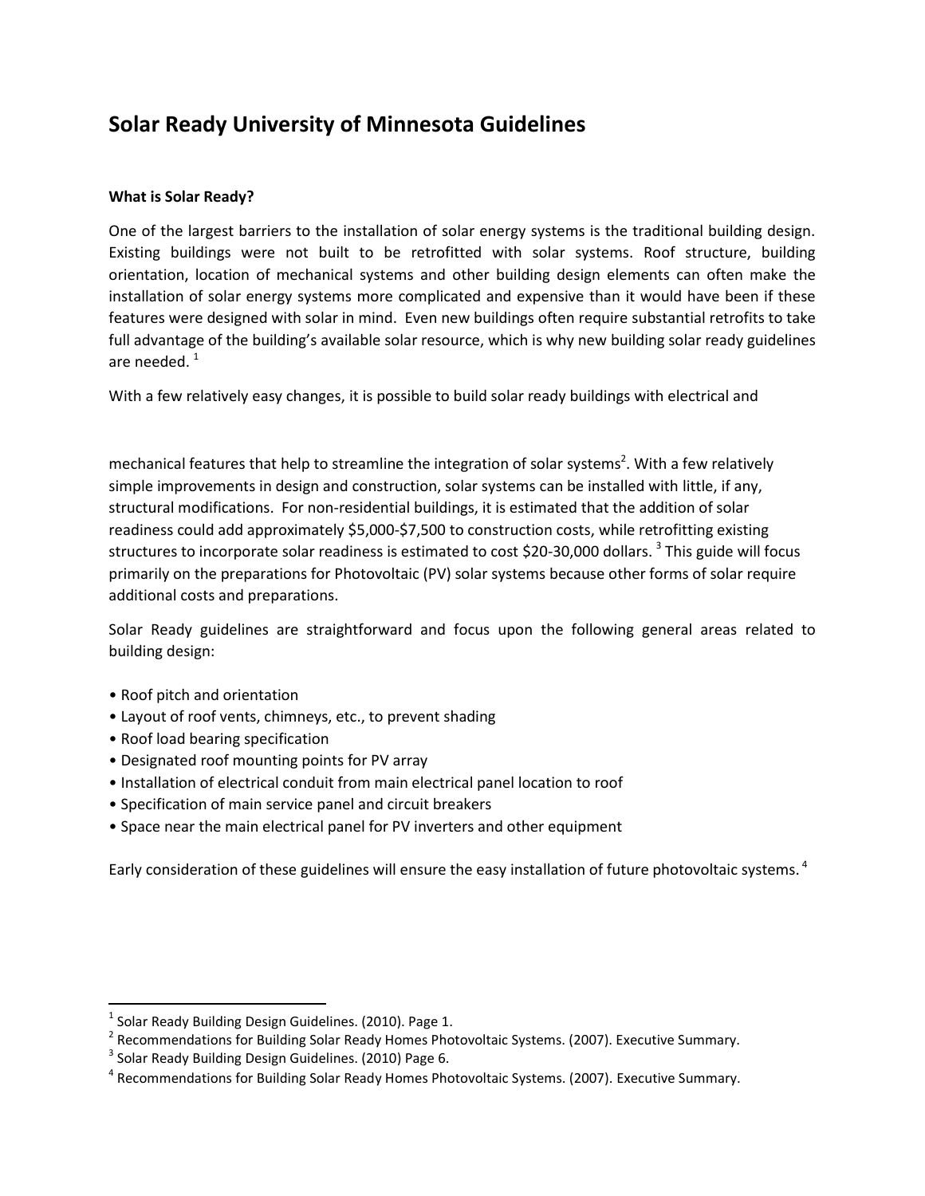# Solar Ready University of Minnesota Guidelines

**What is Solar Ready?**

One of the largest barriers to the installation of solar energy systems is the traditional building design. Existing buildings were not built to be retrofitted with solar systems. Roof structure, building orientation, location of mechanical systems and other building design elements can often make the installation of solar energy systems more complicated and expensive than it would have been if these features were designed with solar in mind. Even new buildings often require substantial retrofits to take full advantage of the building's available solar resource, which is why new building solar ready guidelines are needed. [1]

With a few relatively easy changes, it is possible to build solar ready buildings with electrical and mechanical features that help to streamline the integration of solar systems[2]. With a few relatively simple improvements in design and construction, solar systems can be installed with little, if any, structural modifications. For non-residential buildings, it is estimated that the addition of solar readiness could add approximately $5,000-$7,500 to construction costs, while retrofitting existing structures to incorporate solar readiness is estimated to cost $20-30,000 dollars. [3] This guide will focus primarily on the preparations for Photovoltaic (PV) solar systems because other forms of solar require additional costs and preparations.

Solar Ready guidelines are straightforward and focus upon the following general areas related to building design:

- Roof pitch and orientation
- Layout of roof vents, chimneys, etc., to prevent shading
- Roof load bearing specification
- Designated roof mounting points for PV array
- Installation of electrical conduit from main electrical panel location to roof
- Specification of main service panel and circuit breakers
- Space near the main electrical panel for PV inverters and other equipment

Early consideration of these guidelines will ensure the easy installation of future photovoltaic systems. [4]

---

[1] Solar Ready Building Design Guidelines. (2010). Page 1.

[2] Recommendations for Building Solar Ready Homes Photovoltaic Systems. (2007). Executive Summary.

[3] Solar Ready Building Design Guidelines. (2010) Page 6.

[4] Recommendations for Building Solar Ready Homes Photovoltaic Systems. (2007). Executive Summary.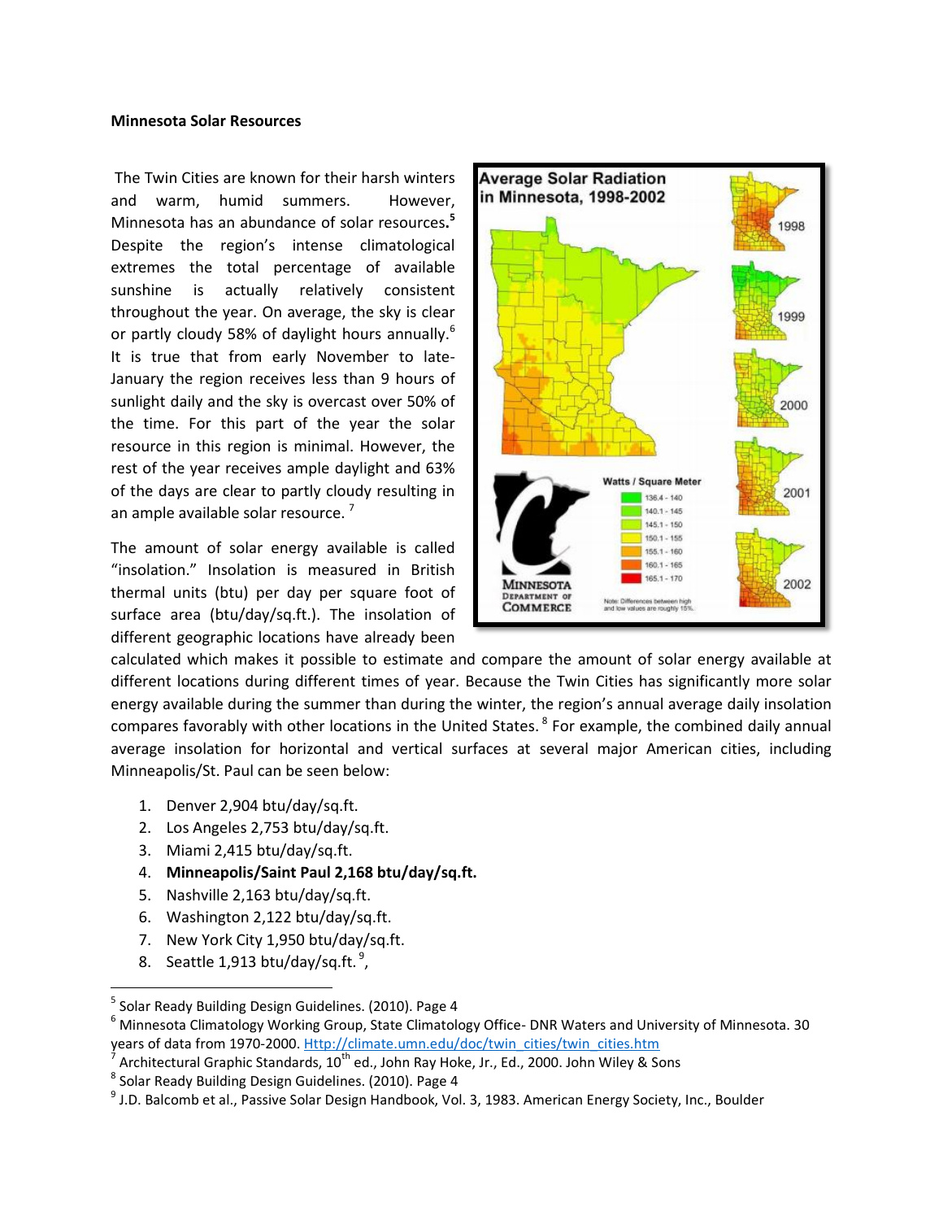**Minnesota Solar Resources**

The Twin Cities are known for their harsh winters and warm, humid summers. However, Minnesota has an abundance of solar resources.[5] Despite the region's intense climatological extremes the total percentage of available sunshine is actually relatively consistent throughout the year. On average, the sky is clear or partly cloudy 58% of daylight hours annually.[6] It is true that from early November to late-January the region receives less than 9 hours of sunlight daily and the sky is overcast over 50% of the time. For this part of the year the solar resource in this region is minimal. However, the rest of the year receives ample daylight and 63% of the days are clear to partly cloudy resulting in an ample available solar resource.[7]

The amount of solar energy available is called "insolation." Insolation is measured in British thermal units (btu) per day per square foot of surface area (btu/day/sq.ft.). The insolation of different geographic locations have already been calculated which makes it possible to estimate and compare the amount of solar energy available at different locations during different times of year. Because the Twin Cities has significantly more solar energy available during the summer than during the winter, the region's annual average daily insolation compares favorably with other locations in the United States.[8] For example, the combined daily annual average insolation for horizontal and vertical surfaces at several major American cities, including Minneapolis/St. Paul can be seen below:

1. Denver 2,904 btu/day/sq.ft.
2. Los Angeles 2,753 btu/day/sq.ft.
3. Miami 2,415 btu/day/sq.ft.
4. **Minneapolis/Saint Paul 2,168 btu/day/sq.ft.**
5. Nashville 2,163 btu/day/sq.ft.
6. Washington 2,122 btu/day/sq.ft.
7. New York City 1,950 btu/day/sq.ft.
8. Seattle 1,913 btu/day/sq.ft.[9],

---

[5] Solar Ready Building Design Guidelines. (2010). Page 4

[6] Minnesota Climatology Working Group, State Climatology Office- DNR Waters and University of Minnesota. 30 years of data from 1970-2000. Http://climate.umn.edu/doc/twin_cities/twin_cities.htm

[7] Architectural Graphic Standards, 10th ed., John Ray Hoke, Jr., Ed., 2000. John Wiley & Sons

[8] Solar Ready Building Design Guidelines. (2010). Page 4

[9] J.D. Balcomb et al., Passive Solar Design Handbook, Vol. 3, 1983. American Energy Society, Inc., Boulder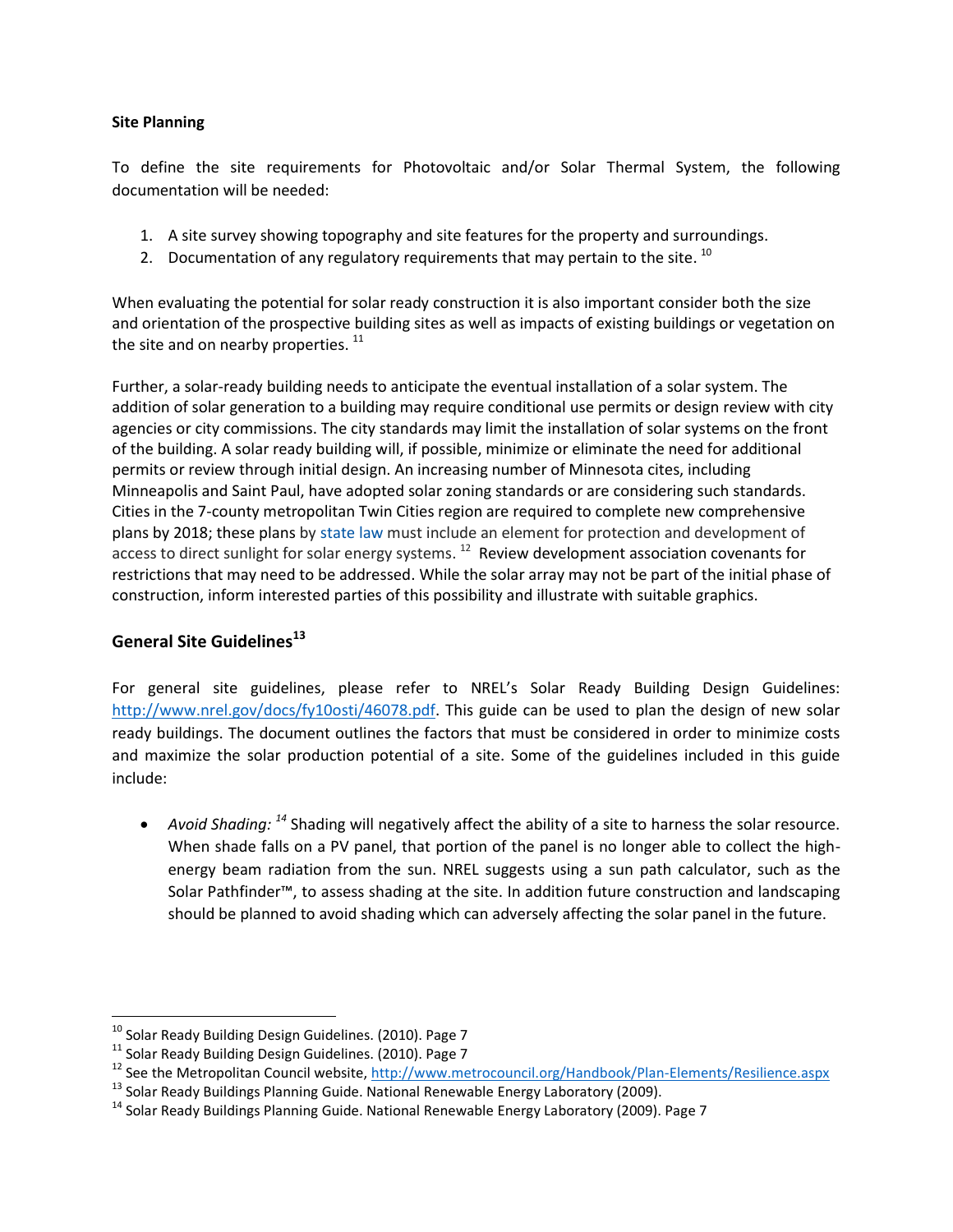**Site Planning**

To define the site requirements for Photovoltaic and/or Solar Thermal System, the following documentation will be needed:

1. A site survey showing topography and site features for the property and surroundings.
2. Documentation of any regulatory requirements that may pertain to the site. [10]

When evaluating the potential for solar ready construction it is also important consider both the size and orientation of the prospective building sites as well as impacts of existing buildings or vegetation on the site and on nearby properties. [11]

Further, a solar-ready building needs to anticipate the eventual installation of a solar system. The addition of solar generation to a building may require conditional use permits or design review with city agencies or city commissions. The city standards may limit the installation of solar systems on the front of the building. A solar ready building will, if possible, minimize or eliminate the need for additional permits or review through initial design. An increasing number of Minnesota cites, including Minneapolis and Saint Paul, have adopted solar zoning standards or are considering such standards. Cities in the 7-county metropolitan Twin Cities region are required to complete new comprehensive plans by 2018; these plans by state law must include an element for protection and development of access to direct sunlight for solar energy systems. [12] Review development association covenants for restrictions that may need to be addressed. While the solar array may not be part of the initial phase of construction, inform interested parties of this possibility and illustrate with suitable graphics.

## General Site Guidelines[13]

For general site guidelines, please refer to NREL's Solar Ready Building Design Guidelines: http://www.nrel.gov/docs/fy10osti/46078.pdf. This guide can be used to plan the design of new solar ready buildings. The document outlines the factors that must be considered in order to minimize costs and maximize the solar production potential of a site. Some of the guidelines included in this guide include:

- *Avoid Shading:* [14] Shading will negatively affect the ability of a site to harness the solar resource. When shade falls on a PV panel, that portion of the panel is no longer able to collect the high-energy beam radiation from the sun. NREL suggests using a sun path calculator, such as the Solar Pathfinder™, to assess shading at the site. In addition future construction and landscaping should be planned to avoid shading which can adversely affecting the solar panel in the future.

---

[10] Solar Ready Building Design Guidelines. (2010). Page 7

[11] Solar Ready Building Design Guidelines. (2010). Page 7

[12] See the Metropolitan Council website, http://www.metrocouncil.org/Handbook/Plan-Elements/Resilience.aspx

[13] Solar Ready Buildings Planning Guide. National Renewable Energy Laboratory (2009).

[14] Solar Ready Buildings Planning Guide. National Renewable Energy Laboratory (2009). Page 7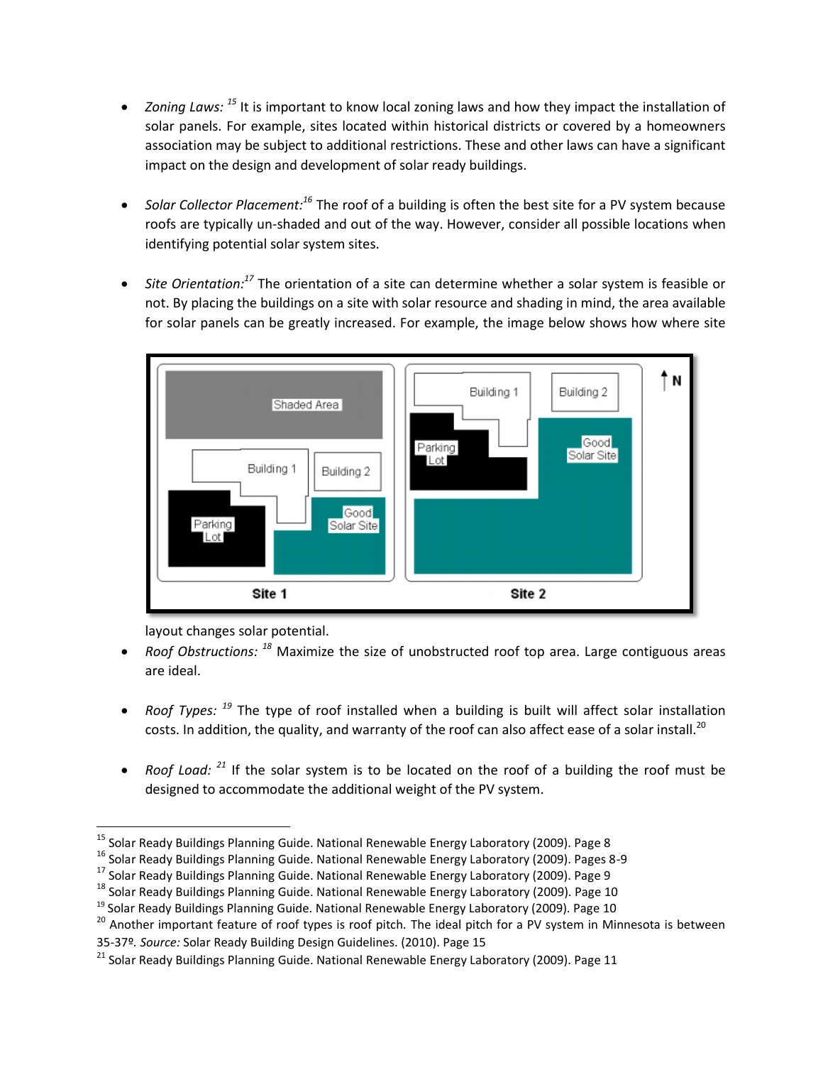- *Zoning Laws:* [15] It is important to know local zoning laws and how they impact the installation of solar panels. For example, sites located within historical districts or covered by a homeowners association may be subject to additional restrictions. These and other laws can have a significant impact on the design and development of solar ready buildings.

- *Solar Collector Placement:*[16] The roof of a building is often the best site for a PV system because roofs are typically un-shaded and out of the way. However, consider all possible locations when identifying potential solar system sites.

- *Site Orientation:*[17] The orientation of a site can determine whether a solar system is feasible or not. By placing the buildings on a site with solar resource and shading in mind, the area available for solar panels can be greatly increased. For example, the image below shows how where site layout changes solar potential.

- *Roof Obstructions:* [18] Maximize the size of unobstructed roof top area. Large contiguous areas are ideal.

- *Roof Types:* [19] The type of roof installed when a building is built will affect solar installation costs. In addition, the quality, and warranty of the roof can also affect ease of a solar install.[20]

- *Roof Load:* [21] If the solar system is to be located on the roof of a building the roof must be designed to accommodate the additional weight of the PV system.

---

[15] Solar Ready Buildings Planning Guide. National Renewable Energy Laboratory (2009). Page 8

[16] Solar Ready Buildings Planning Guide. National Renewable Energy Laboratory (2009). Pages 8-9

[17] Solar Ready Buildings Planning Guide. National Renewable Energy Laboratory (2009). Page 9

[18] Solar Ready Buildings Planning Guide. National Renewable Energy Laboratory (2009). Page 10

[19] Solar Ready Buildings Planning Guide. National Renewable Energy Laboratory (2009). Page 10

[20] Another important feature of roof types is roof pitch. The ideal pitch for a PV system in Minnesota is between 35-37º. *Source:* Solar Ready Building Design Guidelines. (2010). Page 15

[21] Solar Ready Buildings Planning Guide. National Renewable Energy Laboratory (2009). Page 11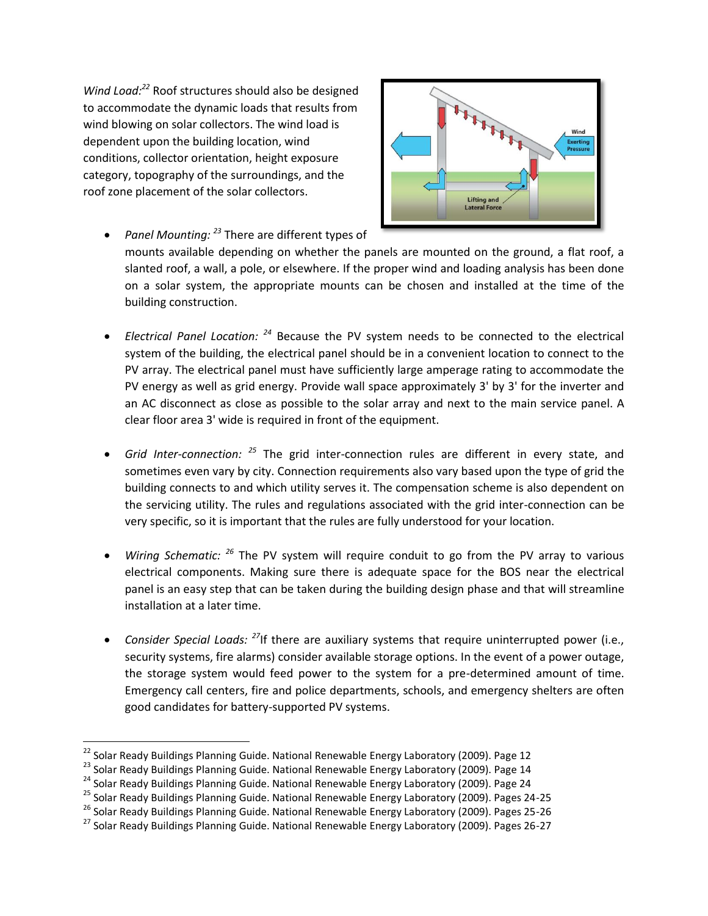*Wind Load:*[22] Roof structures should also be designed to accommodate the dynamic loads that results from wind blowing on solar collectors. The wind load is dependent upon the building location, wind conditions, collector orientation, height exposure category, topography of the surroundings, and the roof zone placement of the solar collectors.

- *Panel Mounting:* [23] There are different types of mounts available depending on whether the panels are mounted on the ground, a flat roof, a slanted roof, a wall, a pole, or elsewhere. If the proper wind and loading analysis has been done on a solar system, the appropriate mounts can be chosen and installed at the time of the building construction.

- *Electrical Panel Location:* [24] Because the PV system needs to be connected to the electrical system of the building, the electrical panel should be in a convenient location to connect to the PV array. The electrical panel must have sufficiently large amperage rating to accommodate the PV energy as well as grid energy. Provide wall space approximately 3' by 3' for the inverter and an AC disconnect as close as possible to the solar array and next to the main service panel. A clear floor area 3' wide is required in front of the equipment.

- *Grid Inter-connection:* [25] The grid inter-connection rules are different in every state, and sometimes even vary by city. Connection requirements also vary based upon the type of grid the building connects to and which utility serves it. The compensation scheme is also dependent on the servicing utility. The rules and regulations associated with the grid inter-connection can be very specific, so it is important that the rules are fully understood for your location.

- *Wiring Schematic:* [26] The PV system will require conduit to go from the PV array to various electrical components. Making sure there is adequate space for the BOS near the electrical panel is an easy step that can be taken during the building design phase and that will streamline installation at a later time.

- *Consider Special Loads:* [27]If there are auxiliary systems that require uninterrupted power (i.e., security systems, fire alarms) consider available storage options. In the event of a power outage, the storage system would feed power to the system for a pre-determined amount of time. Emergency call centers, fire and police departments, schools, and emergency shelters are often good candidates for battery-supported PV systems.

---

[22] Solar Ready Buildings Planning Guide. National Renewable Energy Laboratory (2009). Page 12

[23] Solar Ready Buildings Planning Guide. National Renewable Energy Laboratory (2009). Page 14

[24] Solar Ready Buildings Planning Guide. National Renewable Energy Laboratory (2009). Page 24

[25] Solar Ready Buildings Planning Guide. National Renewable Energy Laboratory (2009). Pages 24-25

[26] Solar Ready Buildings Planning Guide. National Renewable Energy Laboratory (2009). Pages 25-26

[27] Solar Ready Buildings Planning Guide. National Renewable Energy Laboratory (2009). Pages 26-27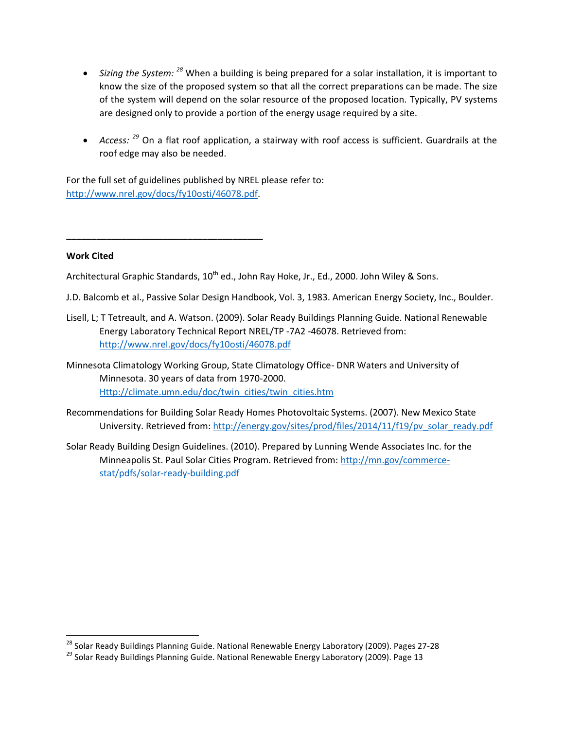- *Sizing the System:* [28] When a building is being prepared for a solar installation, it is important to know the size of the proposed system so that all the correct preparations can be made. The size of the system will depend on the solar resource of the proposed location. Typically, PV systems are designed only to provide a portion of the energy usage required by a site.

- *Access:* [29] On a flat roof application, a stairway with roof access is sufficient. Guardrails at the roof edge may also be needed.

For the full set of guidelines published by NREL please refer to: http://www.nrel.gov/docs/fy10osti/46078.pdf.

---

**Work Cited**

Architectural Graphic Standards, 10th ed., John Ray Hoke, Jr., Ed., 2000. John Wiley & Sons.

J.D. Balcomb et al., Passive Solar Design Handbook, Vol. 3, 1983. American Energy Society, Inc., Boulder.

Lisell, L; T Tetreault, and A. Watson. (2009). Solar Ready Buildings Planning Guide. National Renewable Energy Laboratory Technical Report NREL/TP -7A2 -46078. Retrieved from: http://www.nrel.gov/docs/fy10osti/46078.pdf

Minnesota Climatology Working Group, State Climatology Office- DNR Waters and University of Minnesota. 30 years of data from 1970-2000. Http://climate.umn.edu/doc/twin_cities/twin_cities.htm

Recommendations for Building Solar Ready Homes Photovoltaic Systems. (2007). New Mexico State University. Retrieved from: http://energy.gov/sites/prod/files/2014/11/f19/pv_solar_ready.pdf

Solar Ready Building Design Guidelines. (2010). Prepared by Lunning Wende Associates Inc. for the Minneapolis St. Paul Solar Cities Program. Retrieved from: http://mn.gov/commerce-stat/pdfs/solar-ready-building.pdf

---

[28] Solar Ready Buildings Planning Guide. National Renewable Energy Laboratory (2009). Pages 27-28

[29] Solar Ready Buildings Planning Guide. National Renewable Energy Laboratory (2009). Page 13